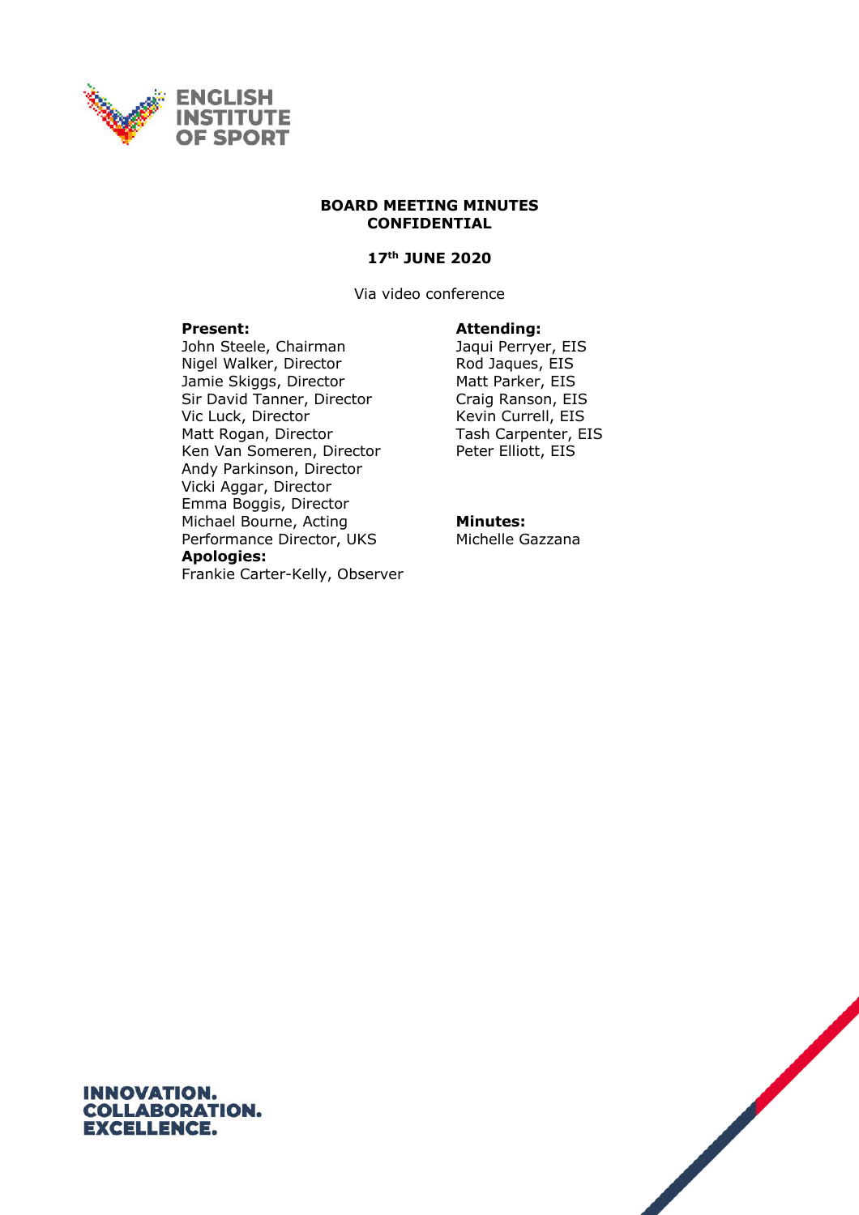ENGLISH INSTITUTE OF SPORT

**BOARD MEETING MINUTES**
**CONFIDENTIAL**

**17th JUNE 2020**

Via video conference

**Present:**
John Steele, Chairman
Nigel Walker, Director
Jamie Skiggs, Director
Sir David Tanner, Director
Vic Luck, Director
Matt Rogan, Director
Ken Van Someren, Director
Andy Parkinson, Director
Vicki Aggar, Director
Emma Boggis, Director
Michael Bourne, Acting Performance Director, UKS

**Apologies:**
Frankie Carter-Kelly, Observer

**Attending:**
Jaqui Perryer, EIS
Rod Jaques, EIS
Matt Parker, EIS
Craig Ranson, EIS
Kevin Currell, EIS
Tash Carpenter, EIS
Peter Elliott, EIS

**Minutes:**
Michelle Gazzana

INNOVATION.
COLLABORATION.
EXCELLENCE.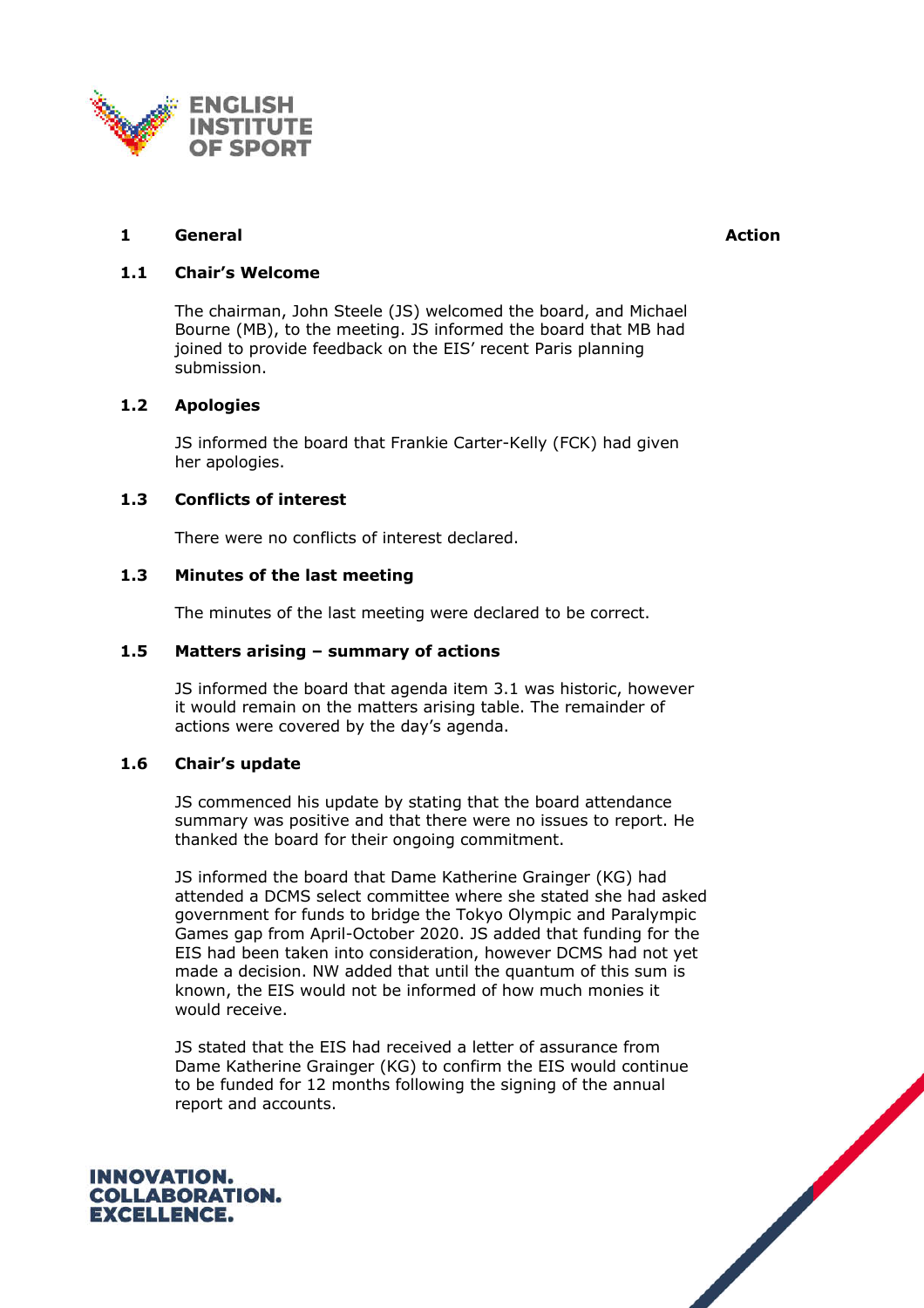## 1 General

**Action**

### 1.1 Chair's Welcome

The chairman, John Steele (JS) welcomed the board, and Michael Bourne (MB), to the meeting. JS informed the board that MB had joined to provide feedback on the EIS' recent Paris planning submission.

### 1.2 Apologies

JS informed the board that Frankie Carter-Kelly (FCK) had given her apologies.

### 1.3 Conflicts of interest

There were no conflicts of interest declared.

### 1.3 Minutes of the last meeting

The minutes of the last meeting were declared to be correct.

### 1.5 Matters arising – summary of actions

JS informed the board that agenda item 3.1 was historic, however it would remain on the matters arising table. The remainder of actions were covered by the day's agenda.

### 1.6 Chair's update

JS commenced his update by stating that the board attendance summary was positive and that there were no issues to report. He thanked the board for their ongoing commitment.

JS informed the board that Dame Katherine Grainger (KG) had attended a DCMS select committee where she stated she had asked government for funds to bridge the Tokyo Olympic and Paralympic Games gap from April-October 2020. JS added that funding for the EIS had been taken into consideration, however DCMS had not yet made a decision. NW added that until the quantum of this sum is known, the EIS would not be informed of how much monies it would receive.

JS stated that the EIS had received a letter of assurance from Dame Katherine Grainger (KG) to confirm the EIS would continue to be funded for 12 months following the signing of the annual report and accounts.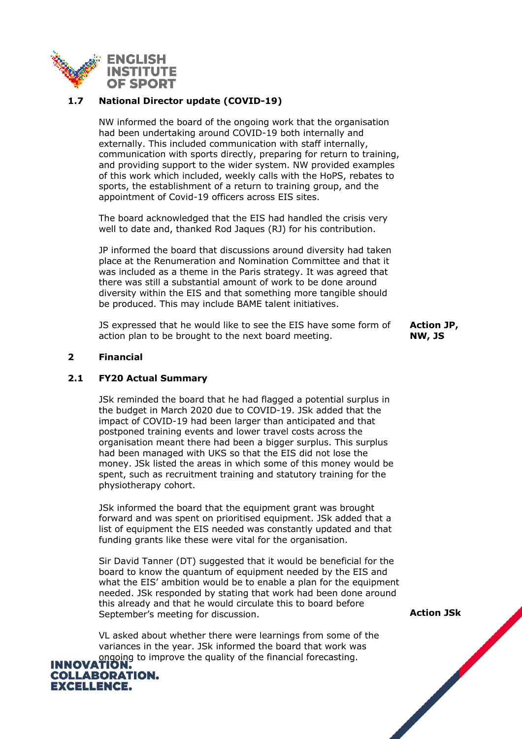### 1.7 National Director update (COVID-19)

NW informed the board of the ongoing work that the organisation had been undertaking around COVID-19 both internally and externally. This included communication with staff internally, communication with sports directly, preparing for return to training, and providing support to the wider system. NW provided examples of this work which included, weekly calls with the HoPS, rebates to sports, the establishment of a return to training group, and the appointment of Covid-19 officers across EIS sites.

The board acknowledged that the EIS had handled the crisis very well to date and, thanked Rod Jaques (RJ) for his contribution.

JP informed the board that discussions around diversity had taken place at the Renumeration and Nomination Committee and that it was included as a theme in the Paris strategy. It was agreed that there was still a substantial amount of work to be done around diversity within the EIS and that something more tangible should be produced. This may include BAME talent initiatives.

JS expressed that he would like to see the EIS have some form of action plan to be brought to the next board meeting. **Action JP, NW, JS**

## 2 Financial

### 2.1 FY20 Actual Summary

JSk reminded the board that he had flagged a potential surplus in the budget in March 2020 due to COVID-19. JSk added that the impact of COVID-19 had been larger than anticipated and that postponed training events and lower travel costs across the organisation meant there had been a bigger surplus. This surplus had been managed with UKS so that the EIS did not lose the money. JSk listed the areas in which some of this money would be spent, such as recruitment training and statutory training for the physiotherapy cohort.

JSk informed the board that the equipment grant was brought forward and was spent on prioritised equipment. JSk added that a list of equipment the EIS needed was constantly updated and that funding grants like these were vital for the organisation.

Sir David Tanner (DT) suggested that it would be beneficial for the board to know the quantum of equipment needed by the EIS and what the EIS' ambition would be to enable a plan for the equipment needed. JSk responded by stating that work had been done around this already and that he would circulate this to board before September's meeting for discussion. **Action JSk**

VL asked about whether there were learnings from some of the variances in the year. JSk informed the board that work was ongoing to improve the quality of the financial forecasting.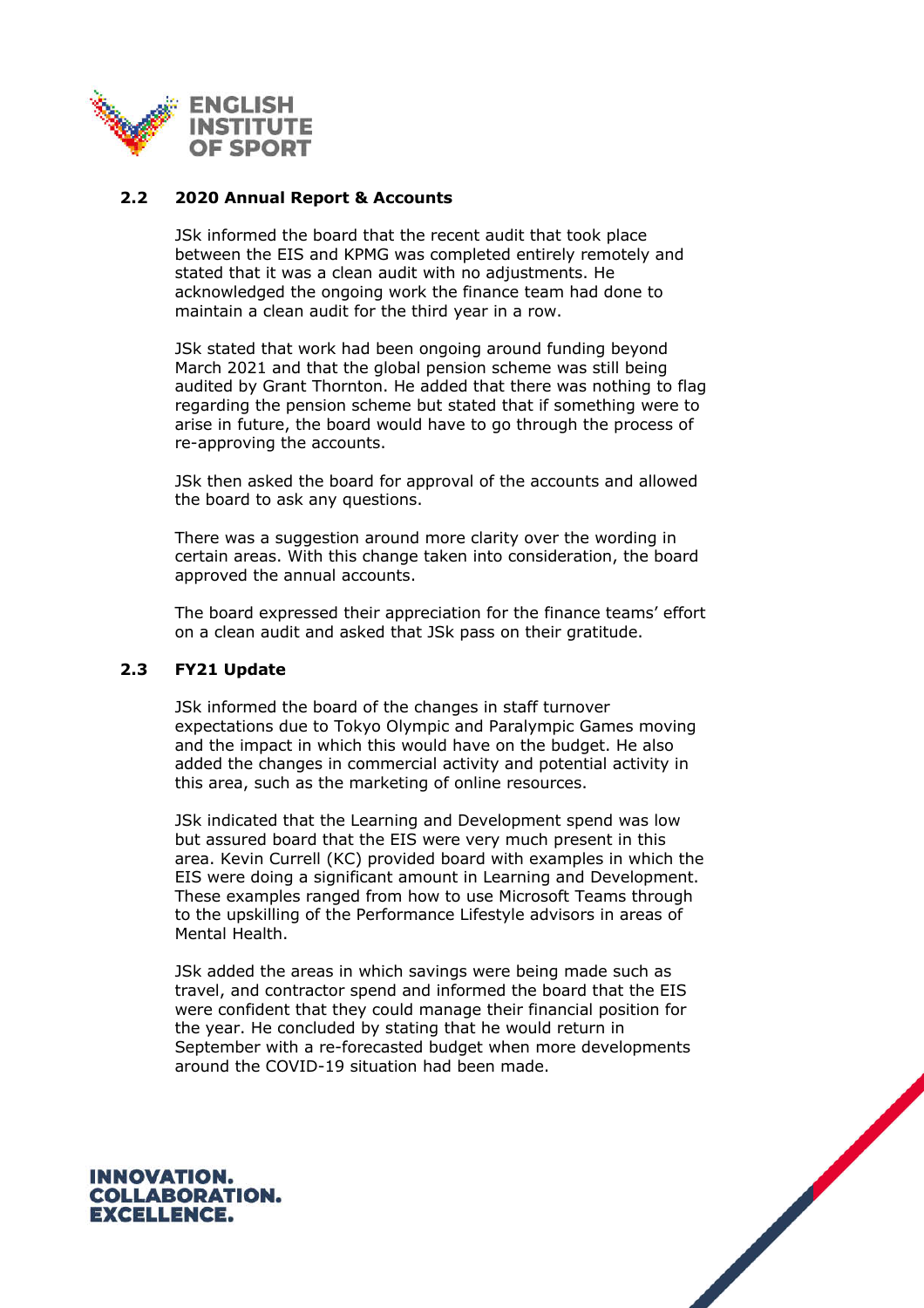### 2.2 2020 Annual Report & Accounts

JSk informed the board that the recent audit that took place between the EIS and KPMG was completed entirely remotely and stated that it was a clean audit with no adjustments. He acknowledged the ongoing work the finance team had done to maintain a clean audit for the third year in a row.

JSk stated that work had been ongoing around funding beyond March 2021 and that the global pension scheme was still being audited by Grant Thornton. He added that there was nothing to flag regarding the pension scheme but stated that if something were to arise in future, the board would have to go through the process of re-approving the accounts.

JSk then asked the board for approval of the accounts and allowed the board to ask any questions.

There was a suggestion around more clarity over the wording in certain areas. With this change taken into consideration, the board approved the annual accounts.

The board expressed their appreciation for the finance teams' effort on a clean audit and asked that JSk pass on their gratitude.

### 2.3 FY21 Update

JSk informed the board of the changes in staff turnover expectations due to Tokyo Olympic and Paralympic Games moving and the impact in which this would have on the budget. He also added the changes in commercial activity and potential activity in this area, such as the marketing of online resources.

JSk indicated that the Learning and Development spend was low but assured board that the EIS were very much present in this area. Kevin Currell (KC) provided board with examples in which the EIS were doing a significant amount in Learning and Development. These examples ranged from how to use Microsoft Teams through to the upskilling of the Performance Lifestyle advisors in areas of Mental Health.

JSk added the areas in which savings were being made such as travel, and contractor spend and informed the board that the EIS were confident that they could manage their financial position for the year. He concluded by stating that he would return in September with a re-forecasted budget when more developments around the COVID-19 situation had been made.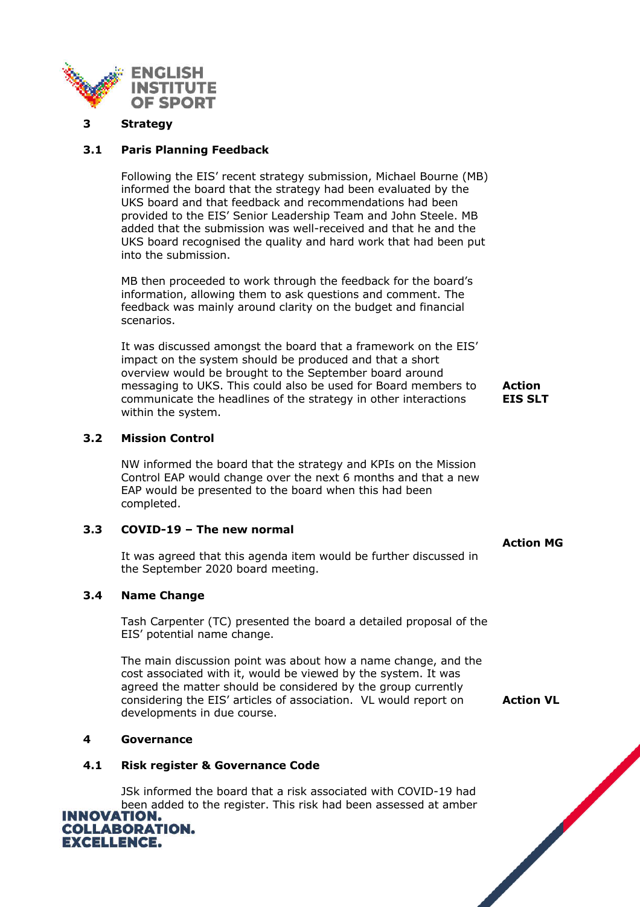## 3 Strategy

### 3.1 Paris Planning Feedback

Following the EIS' recent strategy submission, Michael Bourne (MB) informed the board that the strategy had been evaluated by the UKS board and that feedback and recommendations had been provided to the EIS' Senior Leadership Team and John Steele. MB added that the submission was well-received and that he and the UKS board recognised the quality and hard work that had been put into the submission.

MB then proceeded to work through the feedback for the board's information, allowing them to ask questions and comment. The feedback was mainly around clarity on the budget and financial scenarios.

It was discussed amongst the board that a framework on the EIS' impact on the system should be produced and that a short overview would be brought to the September board around messaging to UKS. This could also be used for Board members to communicate the headlines of the strategy in other interactions within the system.

**Action EIS SLT**

### 3.2 Mission Control

NW informed the board that the strategy and KPIs on the Mission Control EAP would change over the next 6 months and that a new EAP would be presented to the board when this had been completed.

### 3.3 COVID-19 – The new normal

**Action MG**

It was agreed that this agenda item would be further discussed in the September 2020 board meeting.

### 3.4 Name Change

Tash Carpenter (TC) presented the board a detailed proposal of the EIS' potential name change.

The main discussion point was about how a name change, and the cost associated with it, would be viewed by the system. It was agreed the matter should be considered by the group currently considering the EIS' articles of association. VL would report on developments in due course.

**Action VL**

## 4 Governance

### 4.1 Risk register & Governance Code

JSk informed the board that a risk associated with COVID-19 had been added to the register. This risk had been assessed at amber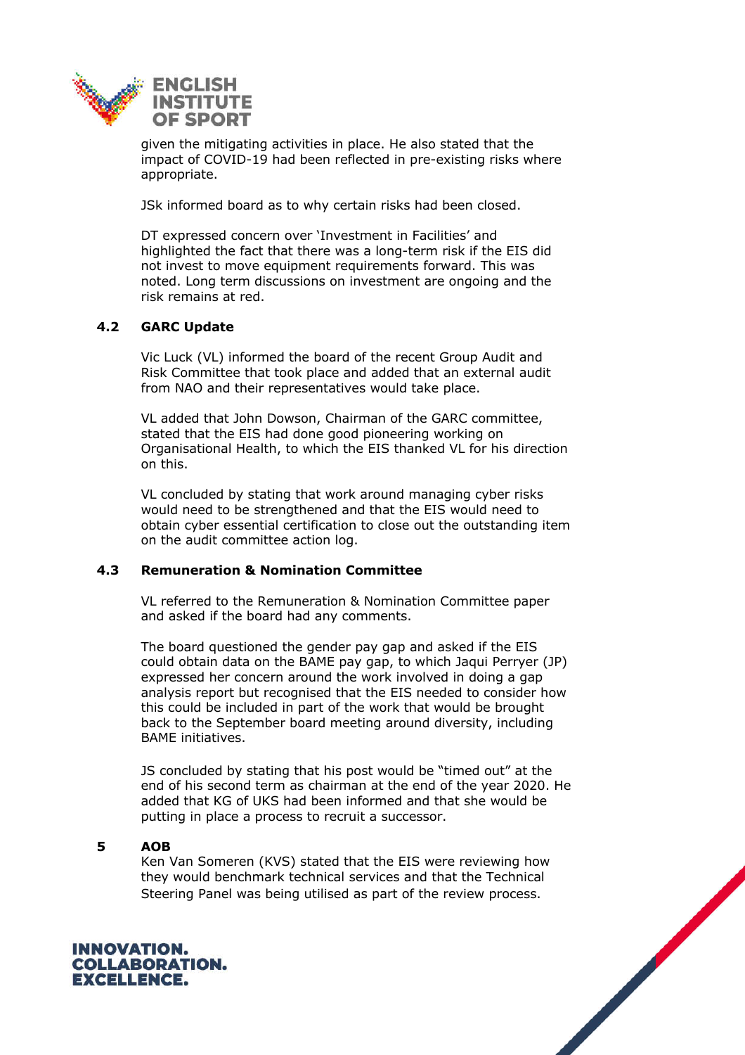given the mitigating activities in place. He also stated that the impact of COVID-19 had been reflected in pre-existing risks where appropriate.

JSk informed board as to why certain risks had been closed.

DT expressed concern over 'Investment in Facilities' and highlighted the fact that there was a long-term risk if the EIS did not invest to move equipment requirements forward. This was noted. Long term discussions on investment are ongoing and the risk remains at red.

**4.2 GARC Update**

Vic Luck (VL) informed the board of the recent Group Audit and Risk Committee that took place and added that an external audit from NAO and their representatives would take place.

VL added that John Dowson, Chairman of the GARC committee, stated that the EIS had done good pioneering working on Organisational Health, to which the EIS thanked VL for his direction on this.

VL concluded by stating that work around managing cyber risks would need to be strengthened and that the EIS would need to obtain cyber essential certification to close out the outstanding item on the audit committee action log.

**4.3 Remuneration & Nomination Committee**

VL referred to the Remuneration & Nomination Committee paper and asked if the board had any comments.

The board questioned the gender pay gap and asked if the EIS could obtain data on the BAME pay gap, to which Jaqui Perryer (JP) expressed her concern around the work involved in doing a gap analysis report but recognised that the EIS needed to consider how this could be included in part of the work that would be brought back to the September board meeting around diversity, including BAME initiatives.

JS concluded by stating that his post would be "timed out" at the end of his second term as chairman at the end of the year 2020. He added that KG of UKS had been informed and that she would be putting in place a process to recruit a successor.

**5 AOB**

Ken Van Someren (KVS) stated that the EIS were reviewing how they would benchmark technical services and that the Technical Steering Panel was being utilised as part of the review process.